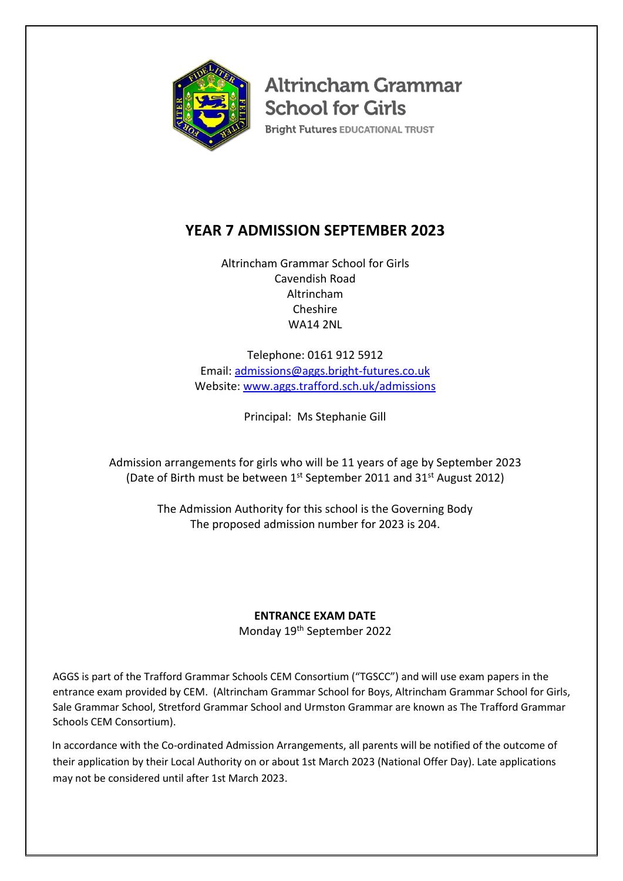Altrincham Grammar School for Girls

Bright Futures EDUCATIONAL TRUST

# YEAR 7 ADMISSION SEPTEMBER 2023

Altrincham Grammar School for Girls
Cavendish Road
Altrincham
Cheshire
WA14 2NL

Telephone: 0161 912 5912
Email: admissions@aggs.bright-futures.co.uk
Website: www.aggs.trafford.sch.uk/admissions

Principal: Ms Stephanie Gill

Admission arrangements for girls who will be 11 years of age by September 2023
(Date of Birth must be between 1st September 2011 and 31st August 2012)

The Admission Authority for this school is the Governing Body
The proposed admission number for 2023 is 204.

**ENTRANCE EXAM DATE**
Monday 19th September 2022

AGGS is part of the Trafford Grammar Schools CEM Consortium ("TGSCC") and will use exam papers in the entrance exam provided by CEM. (Altrincham Grammar School for Boys, Altrincham Grammar School for Girls, Sale Grammar School, Stretford Grammar School and Urmston Grammar are known as The Trafford Grammar Schools CEM Consortium).

In accordance with the Co-ordinated Admission Arrangements, all parents will be notified of the outcome of their application by their Local Authority on or about 1st March 2023 (National Offer Day). Late applications may not be considered until after 1st March 2023.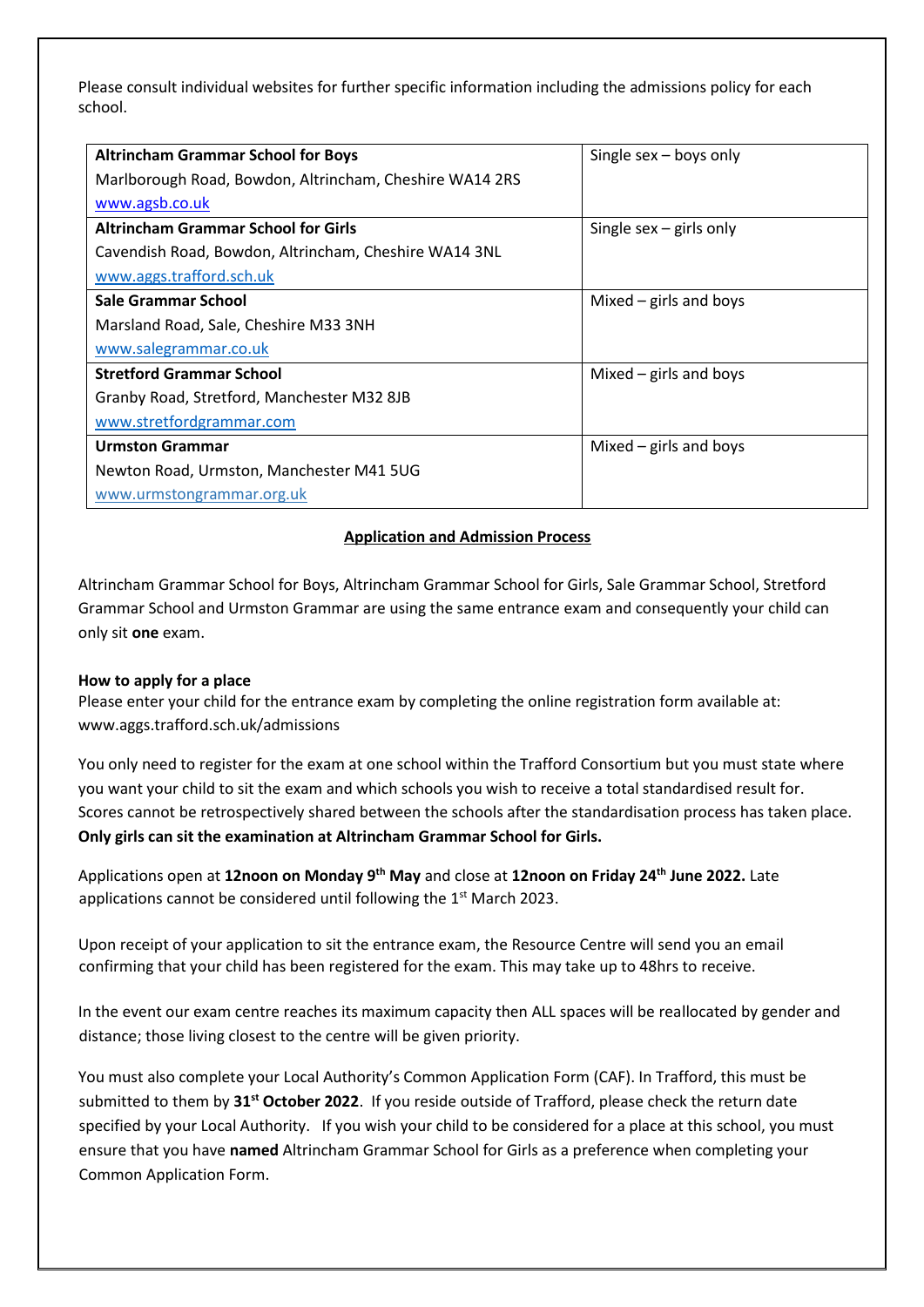Please consult individual websites for further specific information including the admissions policy for each school.

| School | Type |
|---|---|
| **Altrincham Grammar School for Boys**<br>Marlborough Road, Bowdon, Altrincham, Cheshire WA14 2RS<br>www.agsb.co.uk | Single sex – boys only |
| **Altrincham Grammar School for Girls**<br>Cavendish Road, Bowdon, Altrincham, Cheshire WA14 3NL<br>www.aggs.trafford.sch.uk | Single sex – girls only |
| **Sale Grammar School**<br>Marsland Road, Sale, Cheshire M33 3NH<br>www.salegrammar.co.uk | Mixed – girls and boys |
| **Stretford Grammar School**<br>Granby Road, Stretford, Manchester M32 8JB<br>www.stretfordgrammar.com | Mixed – girls and boys |
| **Urmston Grammar**<br>Newton Road, Urmston, Manchester M41 5UG<br>www.urmstongrammar.org.uk | Mixed – girls and boys |

## Application and Admission Process

Altrincham Grammar School for Boys, Altrincham Grammar School for Girls, Sale Grammar School, Stretford Grammar School and Urmston Grammar are using the same entrance exam and consequently your child can only sit **one** exam.

### How to apply for a place

Please enter your child for the entrance exam by completing the online registration form available at: www.aggs.trafford.sch.uk/admissions

You only need to register for the exam at one school within the Trafford Consortium but you must state where you want your child to sit the exam and which schools you wish to receive a total standardised result for. Scores cannot be retrospectively shared between the schools after the standardisation process has taken place. **Only girls can sit the examination at Altrincham Grammar School for Girls.**

Applications open at **12noon on Monday 9th May** and close at **12noon on Friday 24th June 2022.** Late applications cannot be considered until following the 1st March 2023.

Upon receipt of your application to sit the entrance exam, the Resource Centre will send you an email confirming that your child has been registered for the exam. This may take up to 48hrs to receive.

In the event our exam centre reaches its maximum capacity then ALL spaces will be reallocated by gender and distance; those living closest to the centre will be given priority.

You must also complete your Local Authority's Common Application Form (CAF). In Trafford, this must be submitted to them by **31st October 2022**. If you reside outside of Trafford, please check the return date specified by your Local Authority. If you wish your child to be considered for a place at this school, you must ensure that you have **named** Altrincham Grammar School for Girls as a preference when completing your Common Application Form.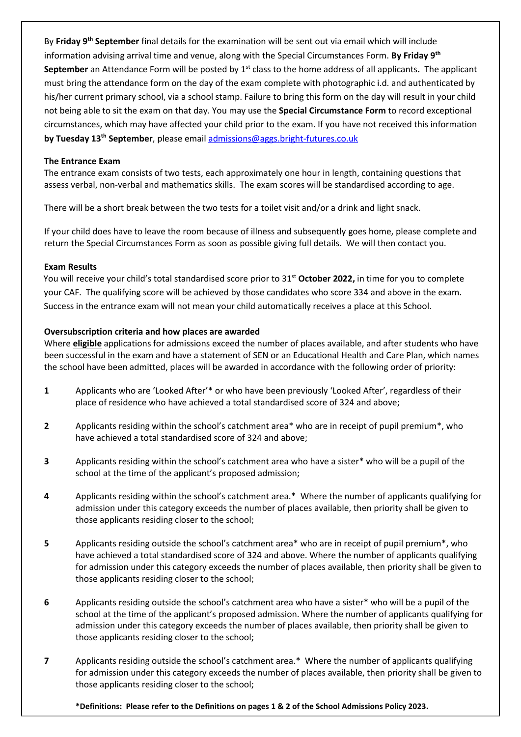By **Friday 9th September** final details for the examination will be sent out via email which will include information advising arrival time and venue, along with the Special Circumstances Form. **By Friday 9th September** an Attendance Form will be posted by 1st class to the home address of all applicants**.** The applicant must bring the attendance form on the day of the exam complete with photographic i.d. and authenticated by his/her current primary school, via a school stamp. Failure to bring this form on the day will result in your child not being able to sit the exam on that day. You may use the **Special Circumstance Form** to record exceptional circumstances, which may have affected your child prior to the exam. If you have not received this information **by Tuesday 13th September**, please email admissions@aggs.bright-futures.co.uk

**The Entrance Exam**

The entrance exam consists of two tests, each approximately one hour in length, containing questions that assess verbal, non-verbal and mathematics skills. The exam scores will be standardised according to age.

There will be a short break between the two tests for a toilet visit and/or a drink and light snack.

If your child does have to leave the room because of illness and subsequently goes home, please complete and return the Special Circumstances Form as soon as possible giving full details. We will then contact you.

**Exam Results**

You will receive your child's total standardised score prior to 31st **October 2022,** in time for you to complete your CAF. The qualifying score will be achieved by those candidates who score 334 and above in the exam. Success in the entrance exam will not mean your child automatically receives a place at this School.

**Oversubscription criteria and how places are awarded**

Where **eligible** applications for admissions exceed the number of places available, and after students who have been successful in the exam and have a statement of SEN or an Educational Health and Care Plan, which names the school have been admitted, places will be awarded in accordance with the following order of priority:

1. Applicants who are 'Looked After'* or who have been previously 'Looked After', regardless of their place of residence who have achieved a total standardised score of 324 and above;

2. Applicants residing within the school's catchment area* who are in receipt of pupil premium*, who have achieved a total standardised score of 324 and above;

3. Applicants residing within the school's catchment area who have a sister* who will be a pupil of the school at the time of the applicant's proposed admission;

4. Applicants residing within the school's catchment area.* Where the number of applicants qualifying for admission under this category exceeds the number of places available, then priority shall be given to those applicants residing closer to the school;

5. Applicants residing outside the school's catchment area* who are in receipt of pupil premium*, who have achieved a total standardised score of 324 and above. Where the number of applicants qualifying for admission under this category exceeds the number of places available, then priority shall be given to those applicants residing closer to the school;

6. Applicants residing outside the school's catchment area who have a sister* who will be a pupil of the school at the time of the applicant's proposed admission. Where the number of applicants qualifying for admission under this category exceeds the number of places available, then priority shall be given to those applicants residing closer to the school;

7. Applicants residing outside the school's catchment area.* Where the number of applicants qualifying for admission under this category exceeds the number of places available, then priority shall be given to those applicants residing closer to the school;

**\*Definitions: Please refer to the Definitions on pages 1 & 2 of the School Admissions Policy 2023.**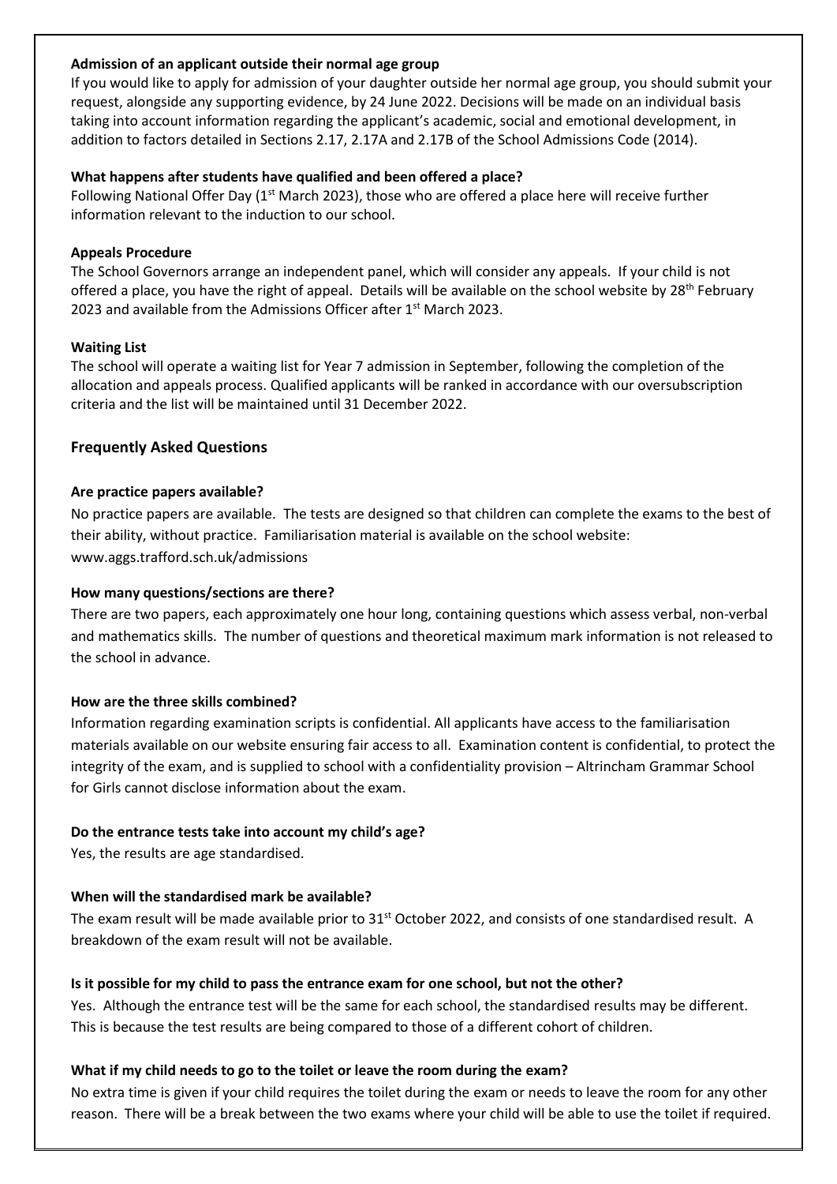**Admission of an applicant outside their normal age group**

If you would like to apply for admission of your daughter outside her normal age group, you should submit your request, alongside any supporting evidence, by 24 June 2022. Decisions will be made on an individual basis taking into account information regarding the applicant's academic, social and emotional development, in addition to factors detailed in Sections 2.17, 2.17A and 2.17B of the School Admissions Code (2014).

**What happens after students have qualified and been offered a place?**

Following National Offer Day (1st March 2023), those who are offered a place here will receive further information relevant to the induction to our school.

**Appeals Procedure**

The School Governors arrange an independent panel, which will consider any appeals. If your child is not offered a place, you have the right of appeal. Details will be available on the school website by 28th February 2023 and available from the Admissions Officer after 1st March 2023.

**Waiting List**

The school will operate a waiting list for Year 7 admission in September, following the completion of the allocation and appeals process. Qualified applicants will be ranked in accordance with our oversubscription criteria and the list will be maintained until 31 December 2022.

## Frequently Asked Questions

**Are practice papers available?**

No practice papers are available. The tests are designed so that children can complete the exams to the best of their ability, without practice. Familiarisation material is available on the school website: www.aggs.trafford.sch.uk/admissions

**How many questions/sections are there?**

There are two papers, each approximately one hour long, containing questions which assess verbal, non-verbal and mathematics skills. The number of questions and theoretical maximum mark information is not released to the school in advance.

**How are the three skills combined?**

Information regarding examination scripts is confidential. All applicants have access to the familiarisation materials available on our website ensuring fair access to all. Examination content is confidential, to protect the integrity of the exam, and is supplied to school with a confidentiality provision – Altrincham Grammar School for Girls cannot disclose information about the exam.

**Do the entrance tests take into account my child's age?**

Yes, the results are age standardised.

**When will the standardised mark be available?**

The exam result will be made available prior to 31st October 2022, and consists of one standardised result. A breakdown of the exam result will not be available.

**Is it possible for my child to pass the entrance exam for one school, but not the other?**

Yes. Although the entrance test will be the same for each school, the standardised results may be different. This is because the test results are being compared to those of a different cohort of children.

**What if my child needs to go to the toilet or leave the room during the exam?**

No extra time is given if your child requires the toilet during the exam or needs to leave the room for any other reason. There will be a break between the two exams where your child will be able to use the toilet if required.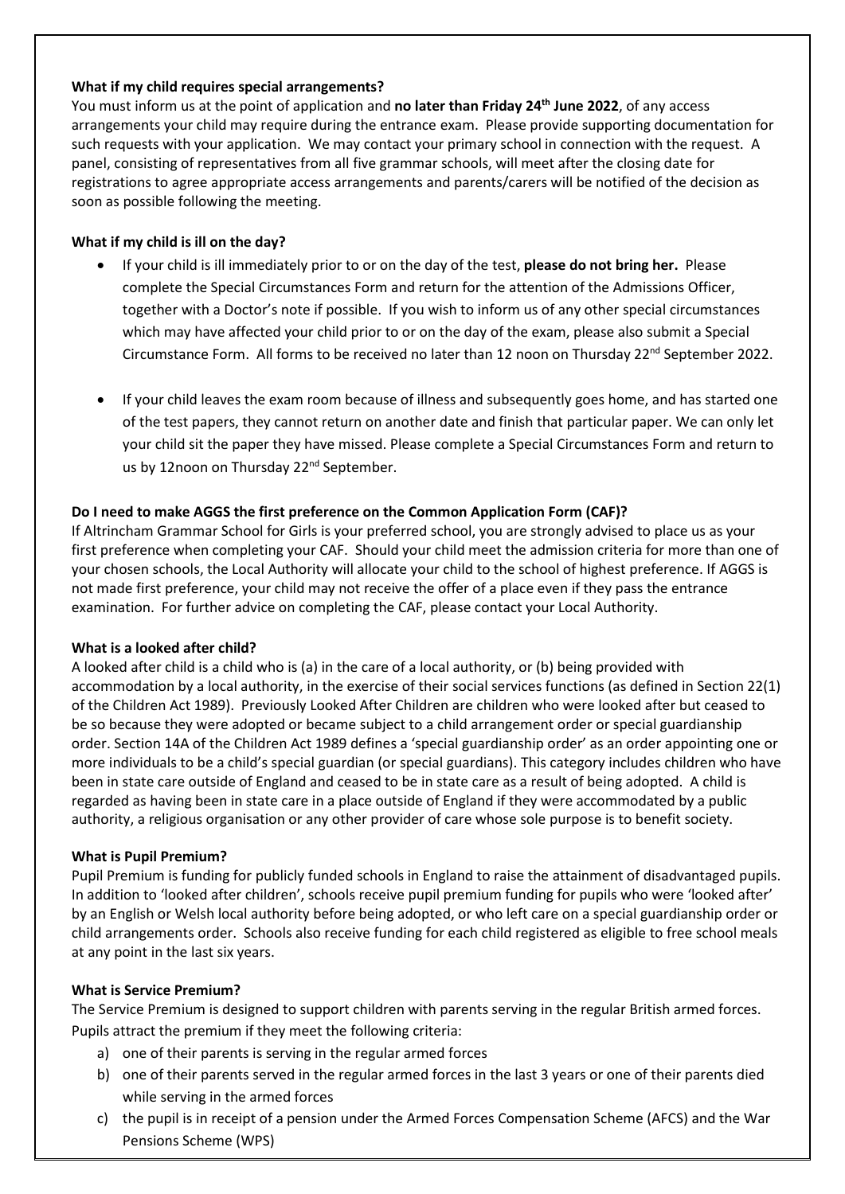**What if my child requires special arrangements?**

You must inform us at the point of application and **no later than Friday 24th June 2022**, of any access arrangements your child may require during the entrance exam. Please provide supporting documentation for such requests with your application. We may contact your primary school in connection with the request. A panel, consisting of representatives from all five grammar schools, will meet after the closing date for registrations to agree appropriate access arrangements and parents/carers will be notified of the decision as soon as possible following the meeting.

**What if my child is ill on the day?**

- If your child is ill immediately prior to or on the day of the test, **please do not bring her.** Please complete the Special Circumstances Form and return for the attention of the Admissions Officer, together with a Doctor's note if possible. If you wish to inform us of any other special circumstances which may have affected your child prior to or on the day of the exam, please also submit a Special Circumstance Form. All forms to be received no later than 12 noon on Thursday 22nd September 2022.

- If your child leaves the exam room because of illness and subsequently goes home, and has started one of the test papers, they cannot return on another date and finish that particular paper. We can only let your child sit the paper they have missed. Please complete a Special Circumstances Form and return to us by 12noon on Thursday 22nd September.

**Do I need to make AGGS the first preference on the Common Application Form (CAF)?**

If Altrincham Grammar School for Girls is your preferred school, you are strongly advised to place us as your first preference when completing your CAF. Should your child meet the admission criteria for more than one of your chosen schools, the Local Authority will allocate your child to the school of highest preference. If AGGS is not made first preference, your child may not receive the offer of a place even if they pass the entrance examination. For further advice on completing the CAF, please contact your Local Authority.

**What is a looked after child?**

A looked after child is a child who is (a) in the care of a local authority, or (b) being provided with accommodation by a local authority, in the exercise of their social services functions (as defined in Section 22(1) of the Children Act 1989). Previously Looked After Children are children who were looked after but ceased to be so because they were adopted or became subject to a child arrangement order or special guardianship order. Section 14A of the Children Act 1989 defines a 'special guardianship order' as an order appointing one or more individuals to be a child's special guardian (or special guardians). This category includes children who have been in state care outside of England and ceased to be in state care as a result of being adopted. A child is regarded as having been in state care in a place outside of England if they were accommodated by a public authority, a religious organisation or any other provider of care whose sole purpose is to benefit society.

**What is Pupil Premium?**

Pupil Premium is funding for publicly funded schools in England to raise the attainment of disadvantaged pupils. In addition to 'looked after children', schools receive pupil premium funding for pupils who were 'looked after' by an English or Welsh local authority before being adopted, or who left care on a special guardianship order or child arrangements order. Schools also receive funding for each child registered as eligible to free school meals at any point in the last six years.

**What is Service Premium?**

The Service Premium is designed to support children with parents serving in the regular British armed forces. Pupils attract the premium if they meet the following criteria:

a) one of their parents is serving in the regular armed forces
b) one of their parents served in the regular armed forces in the last 3 years or one of their parents died while serving in the armed forces
c) the pupil is in receipt of a pension under the Armed Forces Compensation Scheme (AFCS) and the War Pensions Scheme (WPS)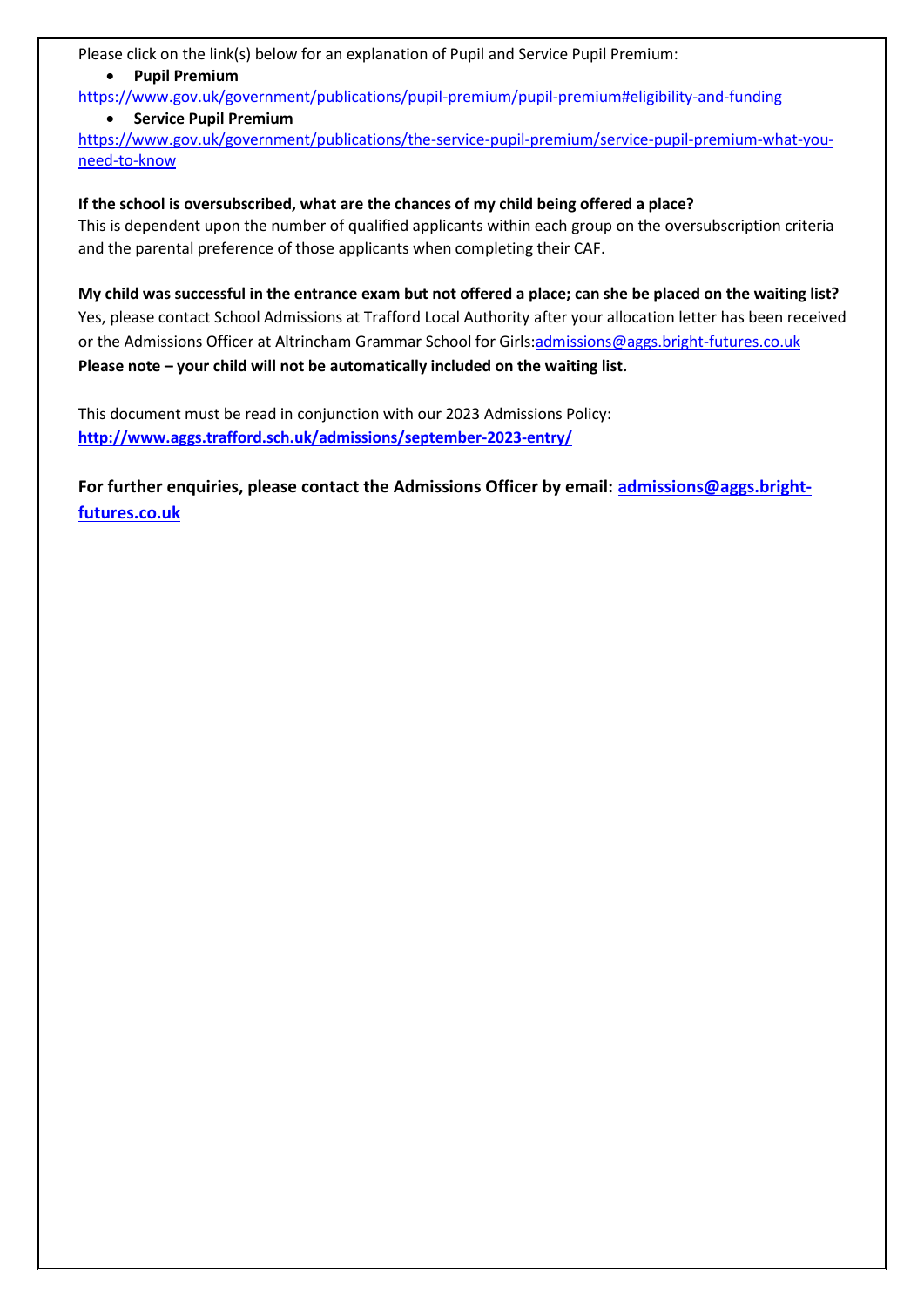Please click on the link(s) below for an explanation of Pupil and Service Pupil Premium:

- **Pupil Premium**

https://www.gov.uk/government/publications/pupil-premium/pupil-premium#eligibility-and-funding

- **Service Pupil Premium**

https://www.gov.uk/government/publications/the-service-pupil-premium/service-pupil-premium-what-you-need-to-know

**If the school is oversubscribed, what are the chances of my child being offered a place?**

This is dependent upon the number of qualified applicants within each group on the oversubscription criteria and the parental preference of those applicants when completing their CAF.

**My child was successful in the entrance exam but not offered a place; can she be placed on the waiting list?**

Yes, please contact School Admissions at Trafford Local Authority after your allocation letter has been received or the Admissions Officer at Altrincham Grammar School for Girls:admissions@aggs.bright-futures.co.uk

**Please note – your child will not be automatically included on the waiting list.**

This document must be read in conjunction with our 2023 Admissions Policy:
**http://www.aggs.trafford.sch.uk/admissions/september-2023-entry/**

**For further enquiries, please contact the Admissions Officer by email: admissions@aggs.bright-futures.co.uk**